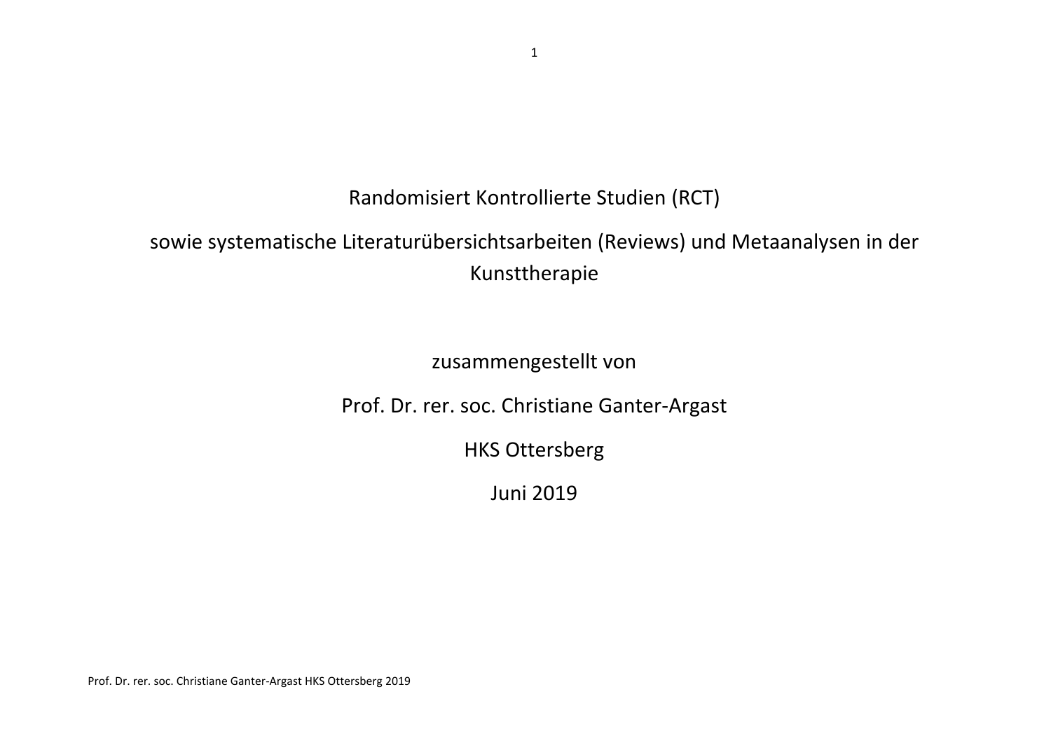# Randomisiert Kontrollierte Studien (RCT)

# sowie systematische Literaturübersichtsarbeiten (Reviews) und Metaanalysen in der Kunsttherapie

zusammengestellt von

Prof. Dr. rer. soc. Christiane Ganter-Argast

HKS Ottersberg

Juni 2019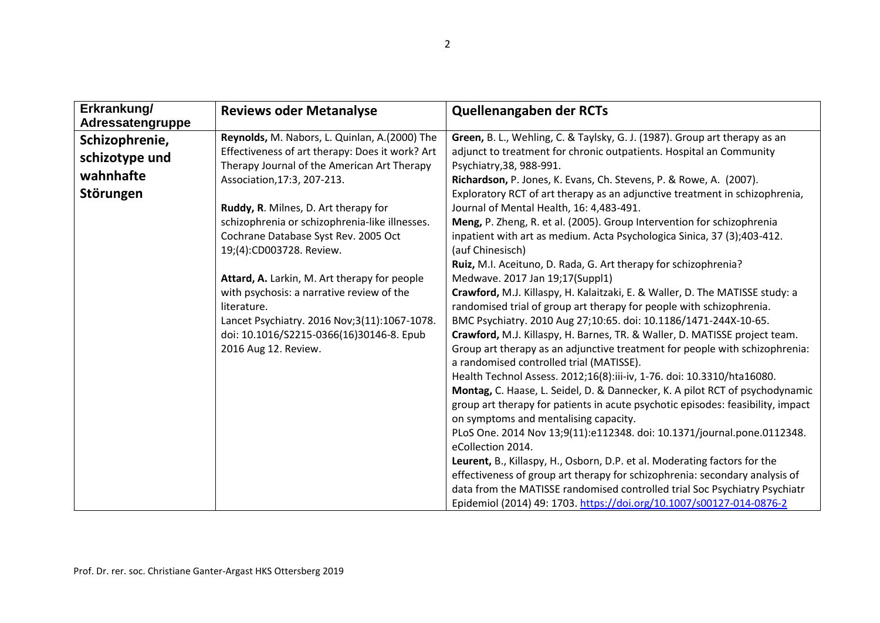| Erkrankung/ Adressatengruppe | Reviews oder Metanalyse | Quellenangaben der RCTs |
|---|---|---|
| **Schizophrenie, schizotype und wahnhafte Störungen** | **Reynolds,** M. Nabors, L. Quinlan, A.(2000) The Effectiveness of art therapy: Does it work? Art Therapy Journal of the American Art Therapy Association,17:3, 207-213.<br><br>**Ruddy, R**. Milnes, D. Art therapy for schizophrenia or schizophrenia-like illnesses. Cochrane Database Syst Rev. 2005 Oct 19;(4):CD003728. Review.<br><br>**Attard, A.** Larkin, M. Art therapy for people with psychosis: a narrative review of the literature.<br>Lancet Psychiatry. 2016 Nov;3(11):1067-1078. doi: 10.1016/S2215-0366(16)30146-8. Epub 2016 Aug 12. Review. | **Green,** B. L., Wehling, C. & Taylsky, G. J. (1987). Group art therapy as an adjunct to treatment for chronic outpatients. Hospital an Community Psychiatry,38, 988-991.<br>**Richardson,** P. Jones, K. Evans, Ch. Stevens, P. & Rowe, A. (2007). Exploratory RCT of art therapy as an adjunctive treatment in schizophrenia, Journal of Mental Health, 16: 4,483-491.<br>**Meng,** P. Zheng, R. et al. (2005). Group Intervention for schizophrenia inpatient with art as medium. Acta Psychologica Sinica, 37 (3);403-412. (auf Chinesisch)<br>**Ruiz,** M.I. Aceituno, D. Rada, G. Art therapy for schizophrenia? Medwave. 2017 Jan 19;17(Suppl1)<br>**Crawford,** M.J. Killaspy, H. Kalaitzaki, E. & Waller, D. The MATISSE study: a randomised trial of group art therapy for people with schizophrenia. BMC Psychiatry. 2010 Aug 27;10:65. doi: 10.1186/1471-244X-10-65.<br>**Crawford,** M.J. Killaspy, H. Barnes, TR. & Waller, D. MATISSE project team. Group art therapy as an adjunctive treatment for people with schizophrenia: a randomised controlled trial (MATISSE).<br>Health Technol Assess. 2012;16(8):iii-iv, 1-76. doi: 10.3310/hta16080.<br>**Montag,** C. Haase, L. Seidel, D. & Dannecker, K. A pilot RCT of psychodynamic group art therapy for patients in acute psychotic episodes: feasibility, impact on symptoms and mentalising capacity.<br>PLoS One. 2014 Nov 13;9(11):e112348. doi: 10.1371/journal.pone.0112348. eCollection 2014.<br>**Leurent,** B., Killaspy, H., Osborn, D.P. et al. Moderating factors for the effectiveness of group art therapy for schizophrenia: secondary analysis of data from the MATISSE randomised controlled trial Soc Psychiatry Psychiatr Epidemiol (2014) 49: 1703. https://doi.org/10.1007/s00127-014-0876-2 |

Prof. Dr. rer. soc. Christiane Ganter-Argast HKS Ottersberg 2019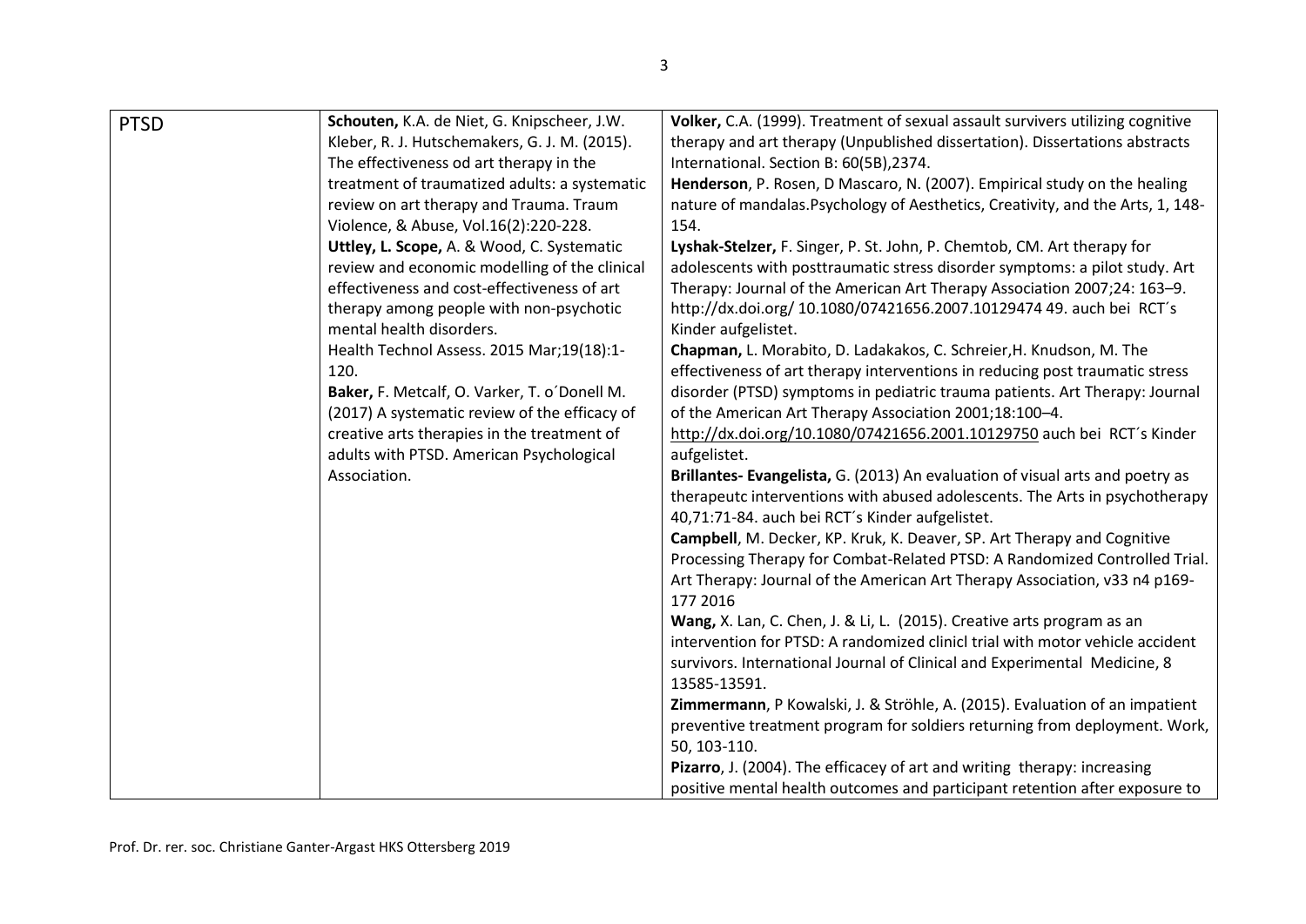| PTSD | **Schouten,** K.A. de Niet, G. Knipscheer, J.W. Kleber, R. J. Hutschemakers, G. J. M. (2015). The effectiveness od art therapy in the treatment of traumatized adults: a systematic review on art therapy and Trauma. Traum Violence, & Abuse, Vol.16(2):220-228.<br>**Uttley, L. Scope,** A. & Wood, C. Systematic review and economic modelling of the clinical effectiveness and cost-effectiveness of art therapy among people with non-psychotic mental health disorders.<br>Health Technol Assess. 2015 Mar;19(18):1-120.<br>**Baker,** F. Metcalf, O. Varker, T. o´Donell M. (2017) A systematic review of the efficacy of creative arts therapies in the treatment of adults with PTSD. American Psychological Association. | **Volker,** C.A. (1999). Treatment of sexual assault survivers utilizing cognitive therapy and art therapy (Unpublished dissertation). Dissertations abstracts International. Section B: 60(5B),2374.<br>**Henderson**, P. Rosen, D Mascaro, N. (2007). Empirical study on the healing nature of mandalas.Psychology of Aesthetics, Creativity, and the Arts, 1, 148-154.<br>**Lyshak-Stelzer,** F. Singer, P. St. John, P. Chemtob, CM. Art therapy for adolescents with posttraumatic stress disorder symptoms: a pilot study. Art Therapy: Journal of the American Art Therapy Association 2007;24: 163–9. http://dx.doi.org/ 10.1080/07421656.2007.10129474 49. auch bei RCT´s Kinder aufgelistet.<br>**Chapman,** L. Morabito, D. Ladakakos, C. Schreier,H. Knudson, M. The effectiveness of art therapy interventions in reducing post traumatic stress disorder (PTSD) symptoms in pediatric trauma patients. Art Therapy: Journal of the American Art Therapy Association 2001;18:100–4. http://dx.doi.org/10.1080/07421656.2001.10129750 auch bei RCT´s Kinder aufgelistet.<br>**Brillantes- Evangelista,** G. (2013) An evaluation of visual arts and poetry as therapeutc interventions with abused adolescents. The Arts in psychotherapy 40,71:71-84. auch bei RCT´s Kinder aufgelistet.<br>**Campbell**, M. Decker, KP. Kruk, K. Deaver, SP. Art Therapy and Cognitive Processing Therapy for Combat-Related PTSD: A Randomized Controlled Trial. Art Therapy: Journal of the American Art Therapy Association, v33 n4 p169-177 2016<br>**Wang,** X. Lan, C. Chen, J. & Li, L. (2015). Creative arts program as an intervention for PTSD: A randomized clinicl trial with motor vehicle accident survivors. International Journal of Clinical and Experimental Medicine, 8 13585-13591.<br>**Zimmermann**, P Kowalski, J. & Ströhle, A. (2015). Evaluation of an impatient preventive treatment program for soldiers returning from deployment. Work, 50, 103-110.<br>**Pizarro**, J. (2004). The efficacey of art and writing therapy: increasing positive mental health outcomes and participant retention after exposure to |
|---|---|---|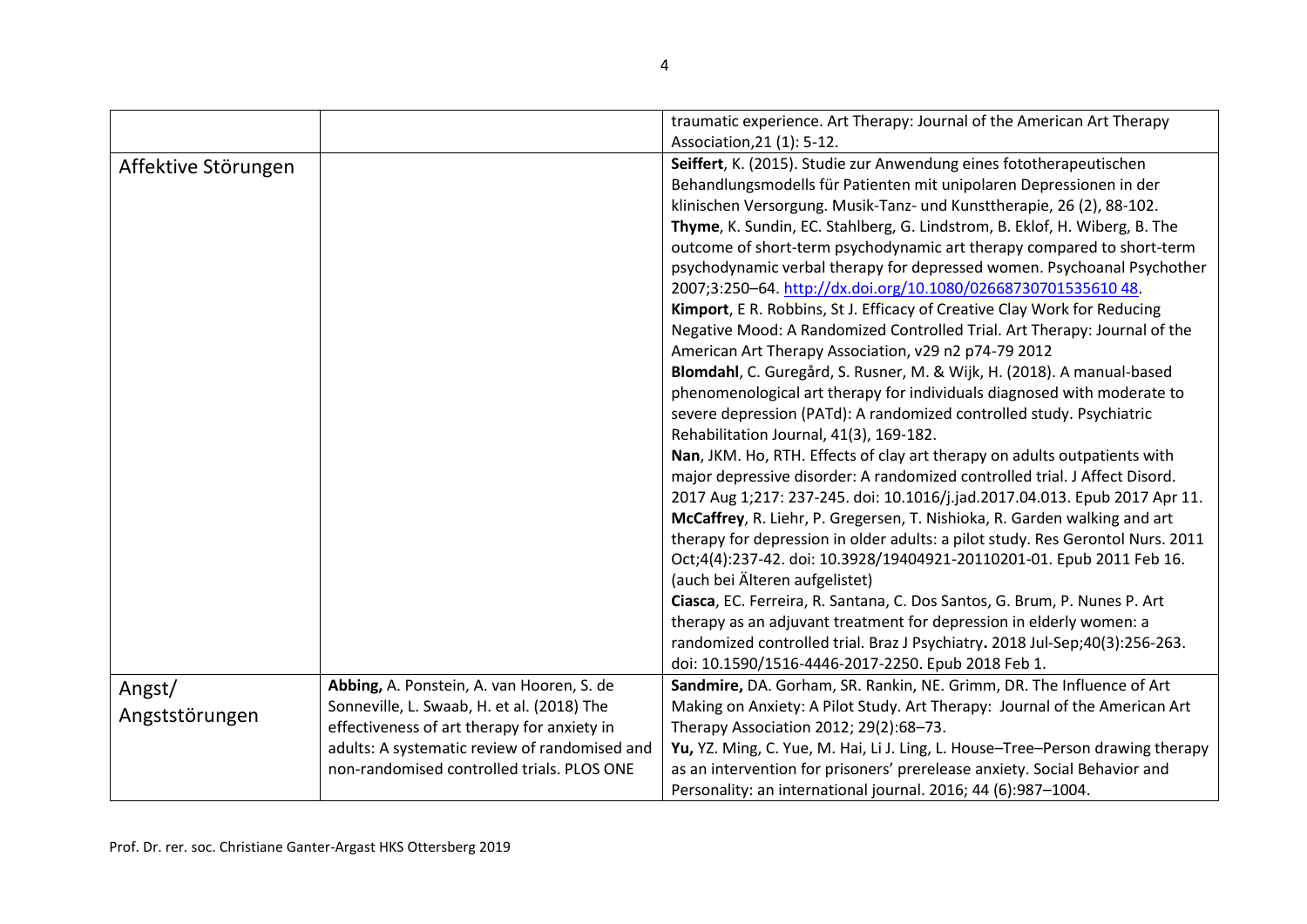| | | |
|---|---|---|
| | | traumatic experience. Art Therapy: Journal of the American Art Therapy Association,21 (1): 5-12. |
| Affektive Störungen | | **Seiffert**, K. (2015). Studie zur Anwendung eines fototherapeutischen Behandlungsmodells für Patienten mit unipolaren Depressionen in der klinischen Versorgung. Musik-Tanz- und Kunsttherapie, 26 (2), 88-102. **Thyme**, K. Sundin, EC. Stahlberg, G. Lindstrom, B. Eklof, H. Wiberg, B. The outcome of short-term psychodynamic art therapy compared to short-term psychodynamic verbal therapy for depressed women. Psychoanal Psychother 2007;3:250–64. http://dx.doi.org/10.1080/02668730701535610 48. **Kimport**, E R. Robbins, St J. Efficacy of Creative Clay Work for Reducing Negative Mood: A Randomized Controlled Trial. Art Therapy: Journal of the American Art Therapy Association, v29 n2 p74-79 2012 **Blomdahl**, C. Guregård, S. Rusner, M. & Wijk, H. (2018). A manual-based phenomenological art therapy for individuals diagnosed with moderate to severe depression (PATd): A randomized controlled study. Psychiatric Rehabilitation Journal, 41(3), 169-182. **Nan**, JKM. Ho, RTH. Effects of clay art therapy on adults outpatients with major depressive disorder: A randomized controlled trial. J Affect Disord. 2017 Aug 1;217: 237-245. doi: 10.1016/j.jad.2017.04.013. Epub 2017 Apr 11. **McCaffrey**, R. Liehr, P. Gregersen, T. Nishioka, R. Garden walking and art therapy for depression in older adults: a pilot study. Res Gerontol Nurs. 2011 Oct;4(4):237-42. doi: 10.3928/19404921-20110201-01. Epub 2011 Feb 16. (auch bei Älteren aufgelistet) **Ciasca**, EC. Ferreira, R. Santana, C. Dos Santos, G. Brum, P. Nunes P. Art therapy as an adjuvant treatment for depression in elderly women: a randomized controlled trial. Braz J Psychiatry**.** 2018 Jul-Sep;40(3):256-263. doi: 10.1590/1516-4446-2017-2250. Epub 2018 Feb 1. |
| Angst/ Angststörungen | **Abbing,** A. Ponstein, A. van Hooren, S. de Sonneville, L. Swaab, H. et al. (2018) The effectiveness of art therapy for anxiety in adults: A systematic review of randomised and non-randomised controlled trials. PLOS ONE | **Sandmire,** DA. Gorham, SR. Rankin, NE. Grimm, DR. The Influence of Art Making on Anxiety: A Pilot Study. Art Therapy: Journal of the American Art Therapy Association 2012; 29(2):68–73. **Yu,** YZ. Ming, C. Yue, M. Hai, Li J. Ling, L. House–Tree–Person drawing therapy as an intervention for prisoners' prerelease anxiety. Social Behavior and Personality: an international journal. 2016; 44 (6):987–1004. |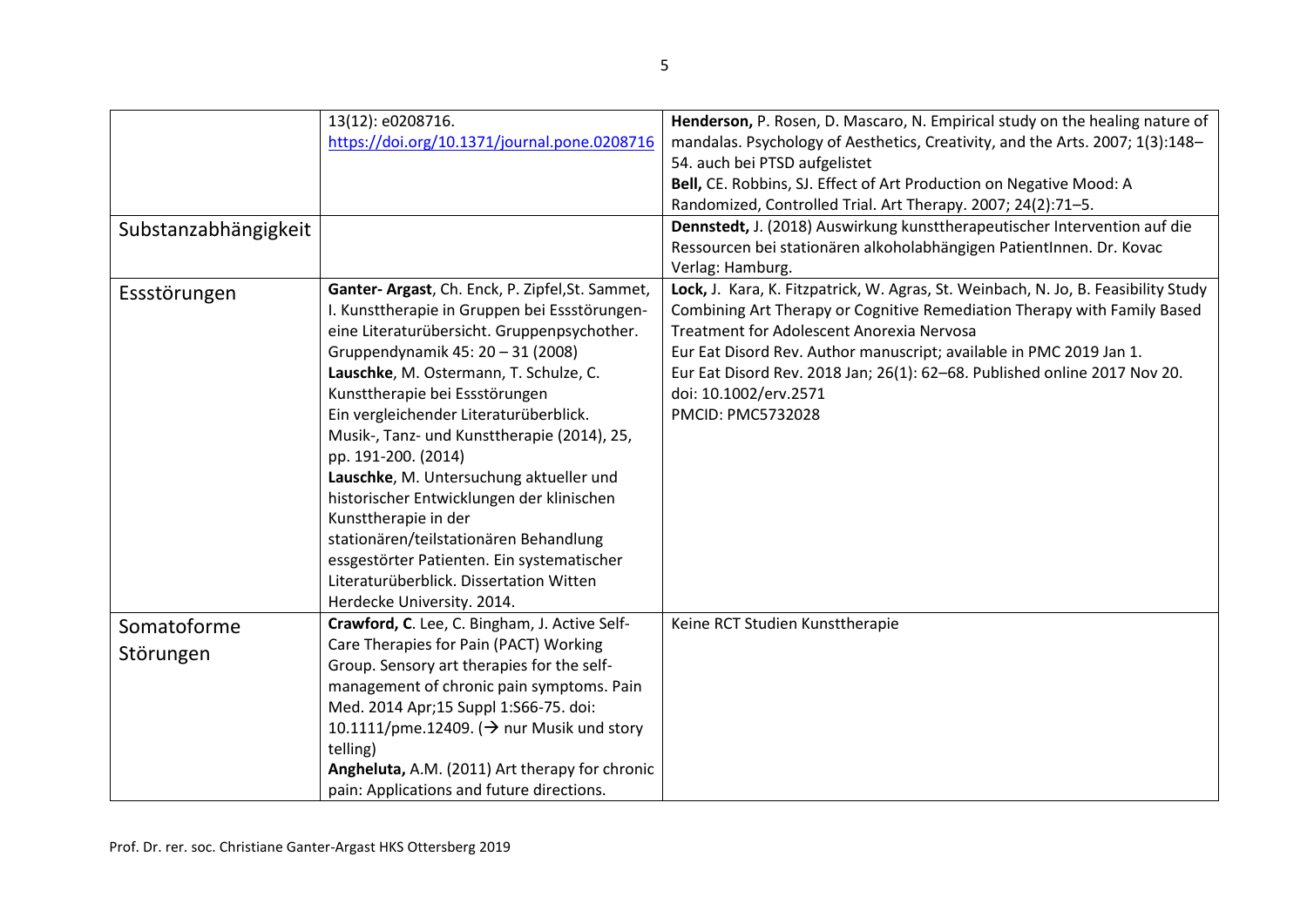| | | |
|---|---|---|
| | 13(12): e0208716. https://doi.org/10.1371/journal.pone.0208716 | **Henderson,** P. Rosen, D. Mascaro, N. Empirical study on the healing nature of mandalas. Psychology of Aesthetics, Creativity, and the Arts. 2007; 1(3):148–54. auch bei PTSD aufgelistet<br>**Bell,** CE. Robbins, SJ. Effect of Art Production on Negative Mood: A Randomized, Controlled Trial. Art Therapy. 2007; 24(2):71–5. |
| Substanzabhängigkeit | | **Dennstedt,** J. (2018) Auswirkung kunsttherapeutischer Intervention auf die Ressourcen bei stationären alkoholabhängigen PatientInnen. Dr. Kovac Verlag: Hamburg. |
| Essstörungen | **Ganter- Argast**, Ch. Enck, P. Zipfel,St. Sammet, I. Kunsttherapie in Gruppen bei Essstörungen- eine Literaturübersicht. Gruppenpsychother. Gruppendynamik 45: 20 – 31 (2008)<br>**Lauschke**, M. Ostermann, T. Schulze, C. Kunsttherapie bei Essstörungen Ein vergleichender Literaturüberblick. Musik-, Tanz- und Kunsttherapie (2014), 25, pp. 191-200. (2014)<br>**Lauschke**, M. Untersuchung aktueller und historischer Entwicklungen der klinischen Kunsttherapie in der stationären/teilstationären Behandlung essgestörter Patienten. Ein systematischer Literaturüberblick. Dissertation Witten Herdecke University. 2014. | **Lock,** J. Kara, K. Fitzpatrick, W. Agras, St. Weinbach, N. Jo, B. Feasibility Study Combining Art Therapy or Cognitive Remediation Therapy with Family Based Treatment for Adolescent Anorexia Nervosa<br>Eur Eat Disord Rev. Author manuscript; available in PMC 2019 Jan 1.<br>Eur Eat Disord Rev. 2018 Jan; 26(1): 62–68. Published online 2017 Nov 20. doi: 10.1002/erv.2571<br>PMCID: PMC5732028 |
| Somatoforme Störungen | **Crawford, C**. Lee, C. Bingham, J. Active Self-Care Therapies for Pain (PACT) Working Group. Sensory art therapies for the self-management of chronic pain symptoms. Pain Med. 2014 Apr;15 Suppl 1:S66-75. doi: 10.1111/pme.12409. (→ nur Musik und story telling)<br>**Angheluta,** A.M. (2011) Art therapy for chronic pain: Applications and future directions. | Keine RCT Studien Kunsttherapie |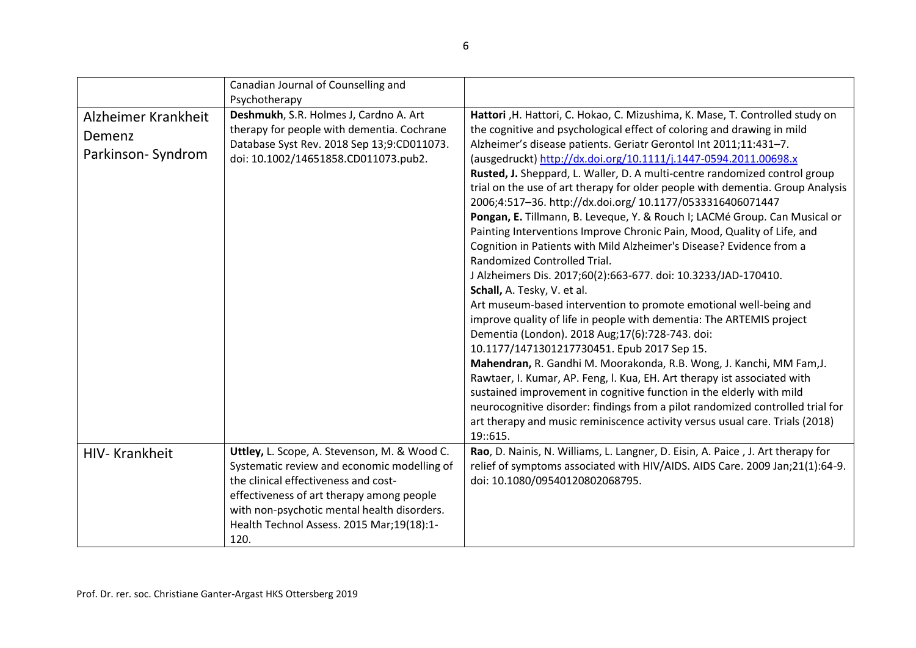| | | |
|---|---|---|
| | Canadian Journal of Counselling and Psychotherapy | |
| Alzheimer Krankheit<br>Demenz<br>Parkinson- Syndrom | **Deshmukh**, S.R. Holmes J, Cardno A. Art therapy for people with dementia. Cochrane Database Syst Rev. 2018 Sep 13;9:CD011073. doi: 10.1002/14651858.CD011073.pub2. | **Hattori** ,H. Hattori, C. Hokao, C. Mizushima, K. Mase, T. Controlled study on the cognitive and psychological effect of coloring and drawing in mild Alzheimer's disease patients. Geriatr Gerontol Int 2011;11:431–7. (ausgedruckt) http://dx.doi.org/10.1111/j.1447-0594.2011.00698.x<br>**Rusted, J.** Sheppard, L. Waller, D. A multi-centre randomized control group trial on the use of art therapy for older people with dementia. Group Analysis 2006;4:517–36. http://dx.doi.org/ 10.1177/0533316406071447<br>**Pongan, E.** Tillmann, B. Leveque, Y. & Rouch I; LACMé Group. Can Musical or Painting Interventions Improve Chronic Pain, Mood, Quality of Life, and Cognition in Patients with Mild Alzheimer's Disease? Evidence from a Randomized Controlled Trial.<br>J Alzheimers Dis. 2017;60(2):663-677. doi: 10.3233/JAD-170410.<br>**Schall,** A. Tesky, V. et al.<br>Art museum-based intervention to promote emotional well-being and improve quality of life in people with dementia: The ARTEMIS project Dementia (London). 2018 Aug;17(6):728-743. doi: 10.1177/1471301217730451. Epub 2017 Sep 15.<br>**Mahendran,** R. Gandhi M. Moorakonda, R.B. Wong, J. Kanchi, MM Fam,J. Rawtaer, I. Kumar, AP. Feng, l. Kua, EH. Art therapy ist associated with sustained improvement in cognitive function in the elderly with mild neurocognitive disorder: findings from a pilot randomized controlled trial for art therapy and music reminiscence activity versus usual care. Trials (2018) 19::615. |
| HIV- Krankheit | **Uttley,** L. Scope, A. Stevenson, M. & Wood C. Systematic review and economic modelling of the clinical effectiveness and cost-effectiveness of art therapy among people with non-psychotic mental health disorders. Health Technol Assess. 2015 Mar;19(18):1-120. | **Rao**, D. Nainis, N. Williams, L. Langner, D. Eisin, A. Paice , J. Art therapy for relief of symptoms associated with HIV/AIDS. AIDS Care. 2009 Jan;21(1):64-9. doi: 10.1080/09540120802068795. |

Prof. Dr. rer. soc. Christiane Ganter-Argast HKS Ottersberg 2019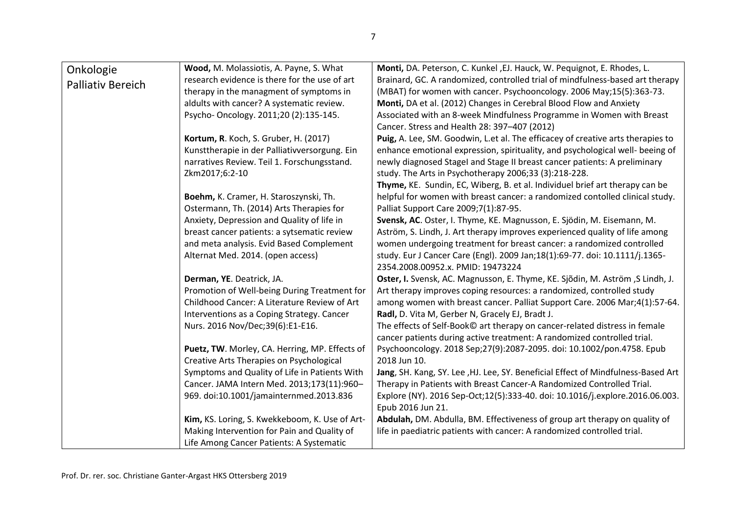| Onkologie Palliativ Bereich | **Wood,** M. Molassiotis, A. Payne, S. What research evidence is there for the use of art therapy in the managment of symptoms in aldults with cancer? A systematic review. Psycho- Oncology. 2011;20 (2):135-145.<br><br>**Kortum, R**. Koch, S. Gruber, H. (2017) Kunsttherapie in der Palliativversorgung. Ein narratives Review. Teil 1. Forschungsstand. Zkm2017;6:2-10<br><br>**Boehm,** K. Cramer, H. Staroszynski, Th. Ostermann, Th. (2014) Arts Therapies for Anxiety, Depression and Quality of life in breast cancer patients: a sytsematic review and meta analysis. Evid Based Complement Alternat Med. 2014. (open access)<br><br>**Derman, YE**. Deatrick, JA. Promotion of Well-being During Treatment for Childhood Cancer: A Literature Review of Art Interventions as a Coping Strategy. Cancer Nurs. 2016 Nov/Dec;39(6):E1-E16.<br><br>**Puetz, TW**. Morley, CA. Herring, MP. Effects of Creative Arts Therapies on Psychological Symptoms and Quality of Life in Patients With Cancer. JAMA Intern Med. 2013;173(11):960–969. doi:10.1001/jamainternmed.2013.836<br><br>**Kim,** KS. Loring, S. Kwekkeboom, K. Use of Art-Making Intervention for Pain and Quality of Life Among Cancer Patients: A Systematic | **Monti,** DA. Peterson, C. Kunkel ,EJ. Hauck, W. Pequignot, E. Rhodes, L. Brainard, GC. A randomized, controlled trial of mindfulness-based art therapy (MBAT) for women with cancer. Psychooncology. 2006 May;15(5):363-73.<br>**Monti,** DA et al. (2012) Changes in Cerebral Blood Flow and Anxiety Associated with an 8-week Mindfulness Programme in Women with Breast Cancer. Stress and Health 28: 397–407 (2012)<br>**Puig,** A. Lee, SM. Goodwin, L.et al. The efficacey of creative arts therapies to enhance emotional expression, spirituality, and psychological well- beeing of newly diagnosed StageI and Stage II breast cancer patients: A preliminary study. The Arts in Psychotherapy 2006;33 (3):218-228.<br>**Thyme,** KE. Sundin, EC, Wiberg, B. et al. Individuel brief art therapy can be helpful for women with breast cancer: a randomized contolled clinical study. Palliat Support Care 2009;7(1):87-95.<br>**Svensk, AC**. Oster, I. Thyme, KE. Magnusson, E. Sjödin, M. Eisemann, M. Aström, S. Lindh, J. Art therapy improves experienced quality of life among women undergoing treatment for breast cancer: a randomized controlled study. Eur J Cancer Care (Engl). 2009 Jan;18(1):69-77. doi: 10.1111/j.1365-2354.2008.00952.x. PMID: 19473224<br>**Oster, I.** Svensk, AC. Magnusson, E. Thyme, KE. Sjõdin, M. Aström ,S Lindh, J. Art therapy improves coping resources: a randomized, controlled study among women with breast cancer. Palliat Support Care. 2006 Mar;4(1):57-64.<br>**Radl,** D. Vita M, Gerber N, Gracely EJ, Bradt J. The effects of Self-Book© art therapy on cancer-related distress in female cancer patients during active treatment: A randomized controlled trial. Psychooncology. 2018 Sep;27(9):2087-2095. doi: 10.1002/pon.4758. Epub 2018 Jun 10.<br>**Jang**, SH. Kang, SY. Lee ,HJ. Lee, SY. Beneficial Effect of Mindfulness-Based Art Therapy in Patients with Breast Cancer-A Randomized Controlled Trial. Explore (NY). 2016 Sep-Oct;12(5):333-40. doi: 10.1016/j.explore.2016.06.003. Epub 2016 Jun 21.<br>**Abdulah,** DM. Abdulla, BM. Effectiveness of group art therapy on quality of life in paediatric patients with cancer: A randomized controlled trial. |
|---|---|---|

Prof. Dr. rer. soc. Christiane Ganter-Argast HKS Ottersberg 2019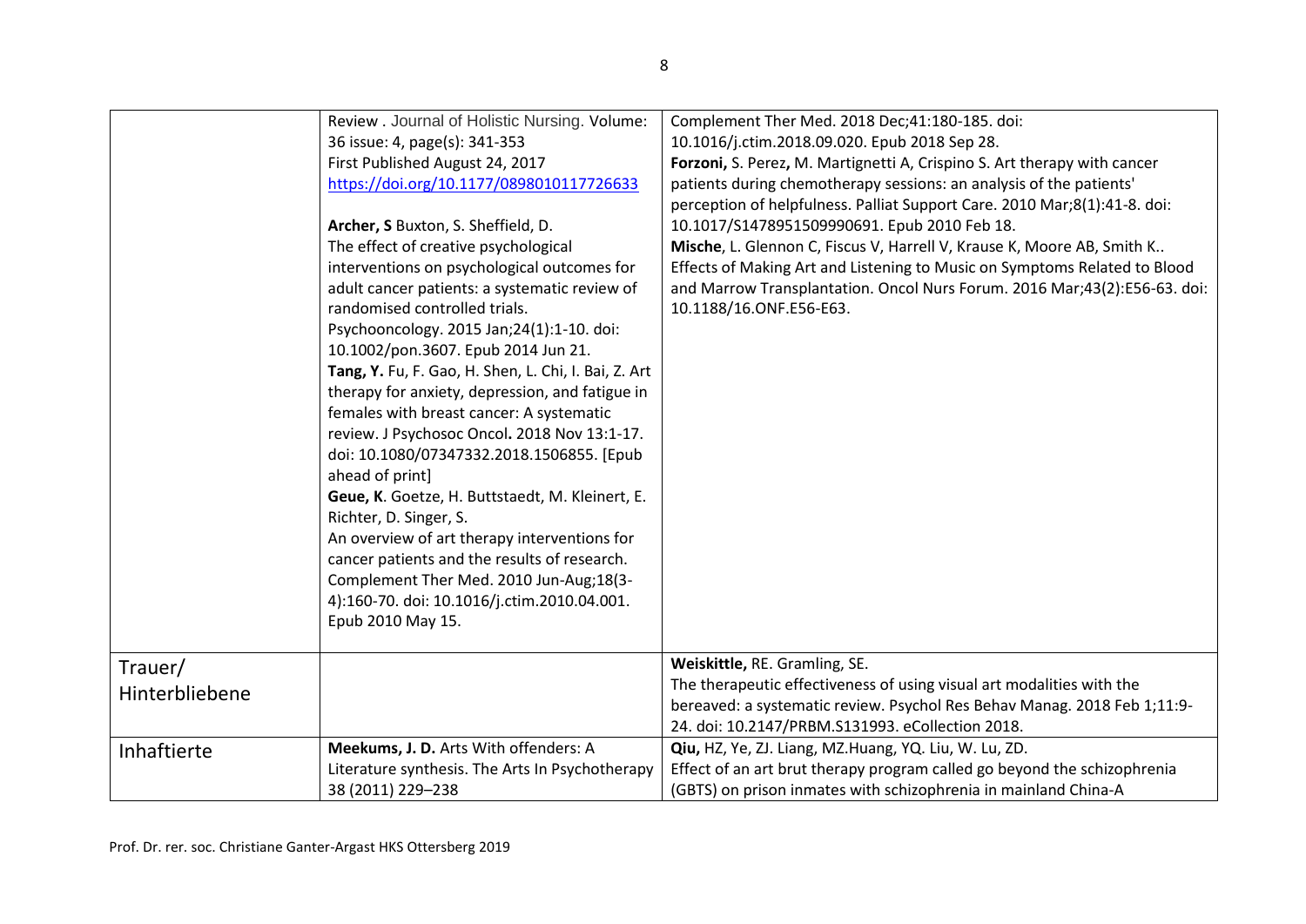| | | |
|---|---|---|
| | Review . Journal of Holistic Nursing. Volume: 36 issue: 4, page(s): 341-353<br>First Published August 24, 2017<br>https://doi.org/10.1177/0898010117726633<br><br>**Archer, S** Buxton, S. Sheffield, D.<br>The effect of creative psychological interventions on psychological outcomes for adult cancer patients: a systematic review of randomised controlled trials.<br>Psychooncology. 2015 Jan;24(1):1-10. doi: 10.1002/pon.3607. Epub 2014 Jun 21.<br>**Tang, Y.** Fu, F. Gao, H. Shen, L. Chi, I. Bai, Z. Art therapy for anxiety, depression, and fatigue in females with breast cancer: A systematic review. J Psychosoc Oncol**.** 2018 Nov 13:1-17. doi: 10.1080/07347332.2018.1506855. [Epub ahead of print]<br>**Geue, K**. Goetze, H. Buttstaedt, M. Kleinert, E. Richter, D. Singer, S.<br>An overview of art therapy interventions for cancer patients and the results of research. Complement Ther Med. 2010 Jun-Aug;18(3-4):160-70. doi: 10.1016/j.ctim.2010.04.001. Epub 2010 May 15. | Complement Ther Med. 2018 Dec;41:180-185. doi: 10.1016/j.ctim.2018.09.020. Epub 2018 Sep 28.<br>**Forzoni,** S. Perez**,** M. Martignetti A, Crispino S. Art therapy with cancer patients during chemotherapy sessions: an analysis of the patients' perception of helpfulness. Palliat Support Care. 2010 Mar;8(1):41-8. doi: 10.1017/S1478951509990691. Epub 2010 Feb 18.<br>**Mische**, L. Glennon C, Fiscus V, Harrell V, Krause K, Moore AB, Smith K.. Effects of Making Art and Listening to Music on Symptoms Related to Blood and Marrow Transplantation. Oncol Nurs Forum. 2016 Mar;43(2):E56-63. doi: 10.1188/16.ONF.E56-E63. |
| Trauer/ Hinterbliebene | | **Weiskittle,** RE. Gramling, SE.<br>The therapeutic effectiveness of using visual art modalities with the bereaved: a systematic review. Psychol Res Behav Manag. 2018 Feb 1;11:9-24. doi: 10.2147/PRBM.S131993. eCollection 2018. |
| Inhaftierte | **Meekums, J. D.** Arts With offenders: A Literature synthesis. The Arts In Psychotherapy 38 (2011) 229–238 | **Qiu,** HZ, Ye, ZJ. Liang, MZ.Huang, YQ. Liu, W. Lu, ZD.<br>Effect of an art brut therapy program called go beyond the schizophrenia (GBTS) on prison inmates with schizophrenia in mainland China-A |

Prof. Dr. rer. soc. Christiane Ganter-Argast HKS Ottersberg 2019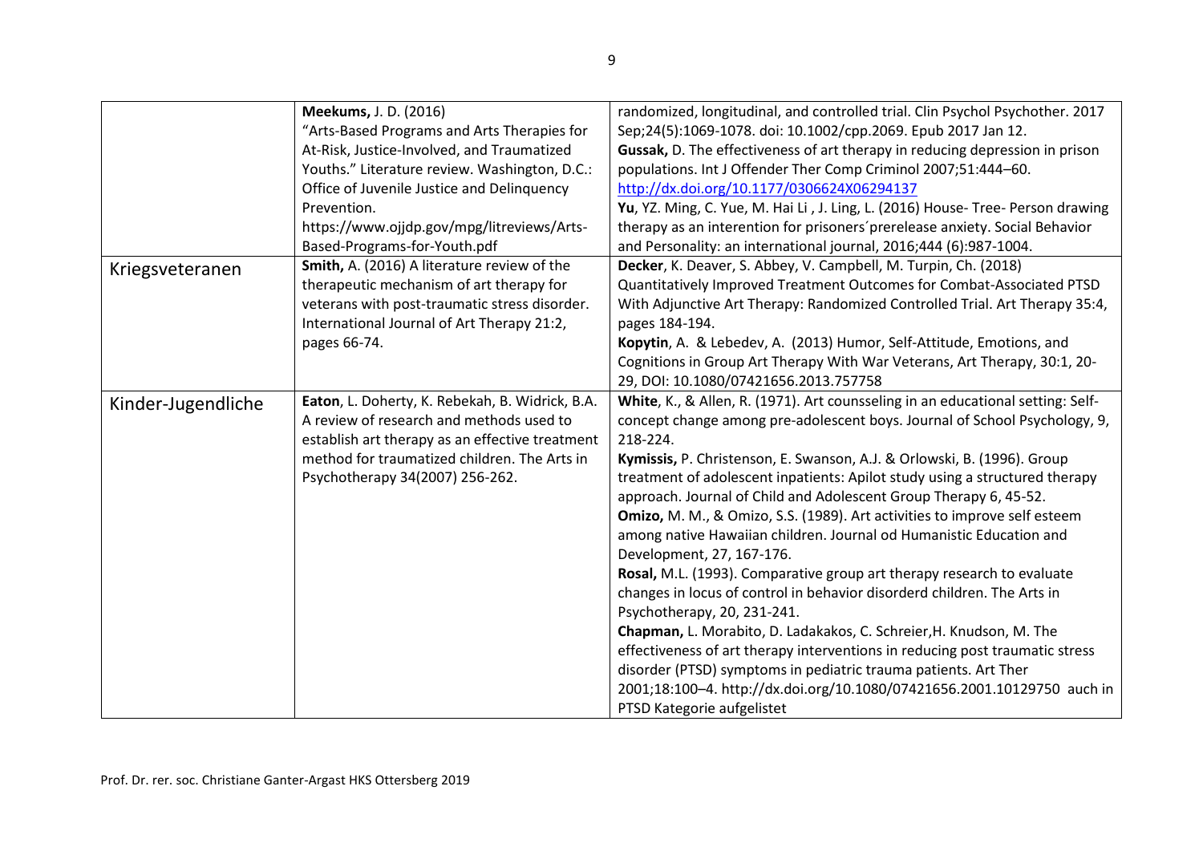| | | |
|---|---|---|
| | **Meekums,** J. D. (2016) "Arts-Based Programs and Arts Therapies for At-Risk, Justice-Involved, and Traumatized Youths." Literature review. Washington, D.C.: Office of Juvenile Justice and Delinquency Prevention. https://www.ojjdp.gov/mpg/litreviews/Arts-Based-Programs-for-Youth.pdf | randomized, longitudinal, and controlled trial. Clin Psychol Psychother. 2017 Sep;24(5):1069-1078. doi: 10.1002/cpp.2069. Epub 2017 Jan 12.<br>**Gussak,** D. The effectiveness of art therapy in reducing depression in prison populations. Int J Offender Ther Comp Criminol 2007;51:444–60. http://dx.doi.org/10.1177/0306624X06294137<br>**Yu**, YZ. Ming, C. Yue, M. Hai Li , J. Ling, L. (2016) House- Tree- Person drawing therapy as an interention for prisoners´prerelease anxiety. Social Behavior and Personality: an international journal, 2016;444 (6):987-1004. |
| Kriegsveteranen | **Smith,** A. (2016) A literature review of the therapeutic mechanism of art therapy for veterans with post-traumatic stress disorder. International Journal of Art Therapy 21:2, pages 66-74. | **Decker**, K. Deaver, S. Abbey, V. Campbell, M. Turpin, Ch. (2018) Quantitatively Improved Treatment Outcomes for Combat-Associated PTSD With Adjunctive Art Therapy: Randomized Controlled Trial. Art Therapy 35:4, pages 184-194.<br>**Kopytin**, A. & Lebedev, A. (2013) Humor, Self-Attitude, Emotions, and Cognitions in Group Art Therapy With War Veterans, Art Therapy, 30:1, 20-29, DOI: 10.1080/07421656.2013.757758 |
| Kinder-Jugendliche | **Eaton**, L. Doherty, K. Rebekah, B. Widrick, B.A. A review of research and methods used to establish art therapy as an effective treatment method for traumatized children. The Arts in Psychotherapy 34(2007) 256-262. | **White**, K., & Allen, R. (1971). Art counsseling in an educational setting: Self-concept change among pre-adolescent boys. Journal of School Psychology, 9, 218-224.<br>**Kymissis,** P. Christenson, E. Swanson, A.J. & Orlowski, B. (1996). Group treatment of adolescent inpatients: Apilot study using a structured therapy approach. Journal of Child and Adolescent Group Therapy 6, 45-52.<br>**Omizo,** M. M., & Omizo, S.S. (1989). Art activities to improve self esteem among native Hawaiian children. Journal od Humanistic Education and Development, 27, 167-176.<br>**Rosal,** M.L. (1993). Comparative group art therapy research to evaluate changes in locus of control in behavior disorderd children. The Arts in Psychotherapy, 20, 231-241.<br>**Chapman,** L. Morabito, D. Ladakakos, C. Schreier,H. Knudson, M. The effectiveness of art therapy interventions in reducing post traumatic stress disorder (PTSD) symptoms in pediatric trauma patients. Art Ther 2001;18:100–4. http://dx.doi.org/10.1080/07421656.2001.10129750 auch in PTSD Kategorie aufgelistet |

Prof. Dr. rer. soc. Christiane Ganter-Argast HKS Ottersberg 2019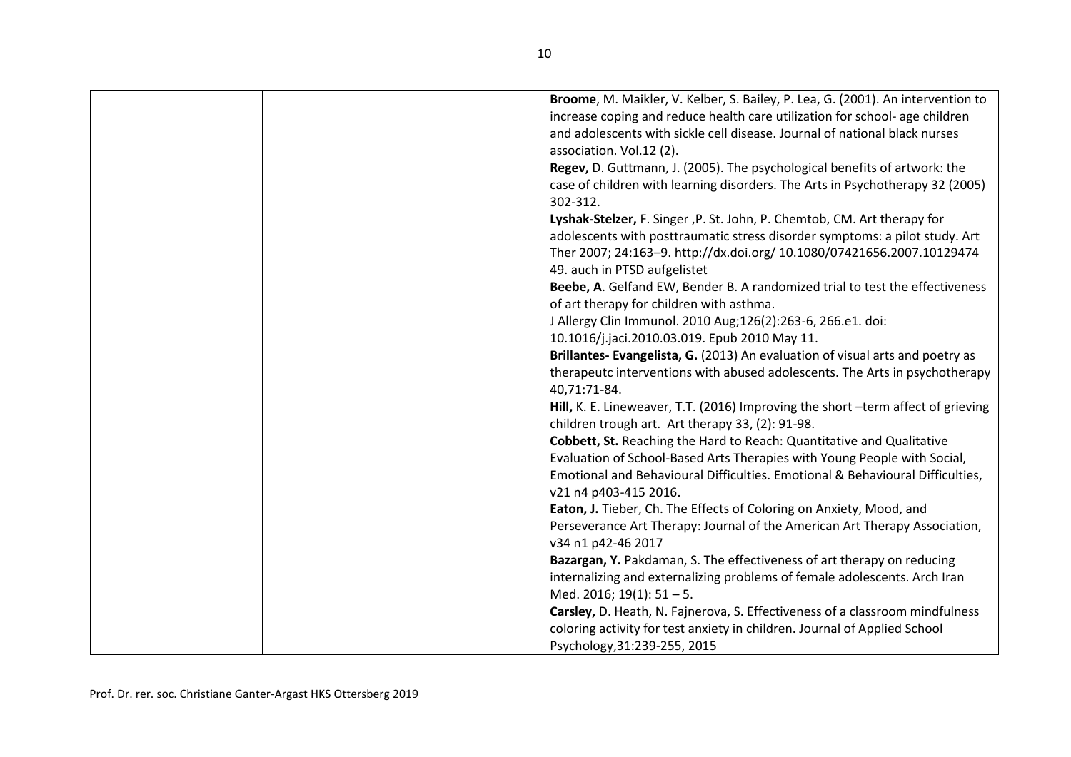| | | |
|---|---|---|
| | | **Broome**, M. Maikler, V. Kelber, S. Bailey, P. Lea, G. (2001). An intervention to increase coping and reduce health care utilization for school- age children and adolescents with sickle cell disease. Journal of national black nurses association. Vol.12 (2).<br>**Regev,** D. Guttmann, J. (2005). The psychological benefits of artwork: the case of children with learning disorders. The Arts in Psychotherapy 32 (2005) 302-312.<br>**Lyshak-Stelzer,** F. Singer ,P. St. John, P. Chemtob, CM. Art therapy for adolescents with posttraumatic stress disorder symptoms: a pilot study. Art Ther 2007; 24:163–9. http://dx.doi.org/ 10.1080/07421656.2007.10129474 49. auch in PTSD aufgelistet<br>**Beebe, A**. Gelfand EW, Bender B. A randomized trial to test the effectiveness of art therapy for children with asthma.<br>J Allergy Clin Immunol. 2010 Aug;126(2):263-6, 266.e1. doi: 10.1016/j.jaci.2010.03.019. Epub 2010 May 11.<br>**Brillantes- Evangelista, G.** (2013) An evaluation of visual arts and poetry as therapeutc interventions with abused adolescents. The Arts in psychotherapy 40,71:71-84.<br>**Hill,** K. E. Lineweaver, T.T. (2016) Improving the short –term affect of grieving children trough art. Art therapy 33, (2): 91-98.<br>**Cobbett, St.** Reaching the Hard to Reach: Quantitative and Qualitative Evaluation of School-Based Arts Therapies with Young People with Social, Emotional and Behavioural Difficulties. Emotional & Behavioural Difficulties, v21 n4 p403-415 2016.<br>**Eaton, J.** Tieber, Ch. The Effects of Coloring on Anxiety, Mood, and Perseverance Art Therapy: Journal of the American Art Therapy Association, v34 n1 p42-46 2017<br>**Bazargan, Y.** Pakdaman, S. The effectiveness of art therapy on reducing internalizing and externalizing problems of female adolescents. Arch Iran Med. 2016; 19(1): 51 – 5.<br>**Carsley,** D. Heath, N. Fajnerova, S. Effectiveness of a classroom mindfulness coloring activity for test anxiety in children. Journal of Applied School Psychology,31:239-255, 2015 |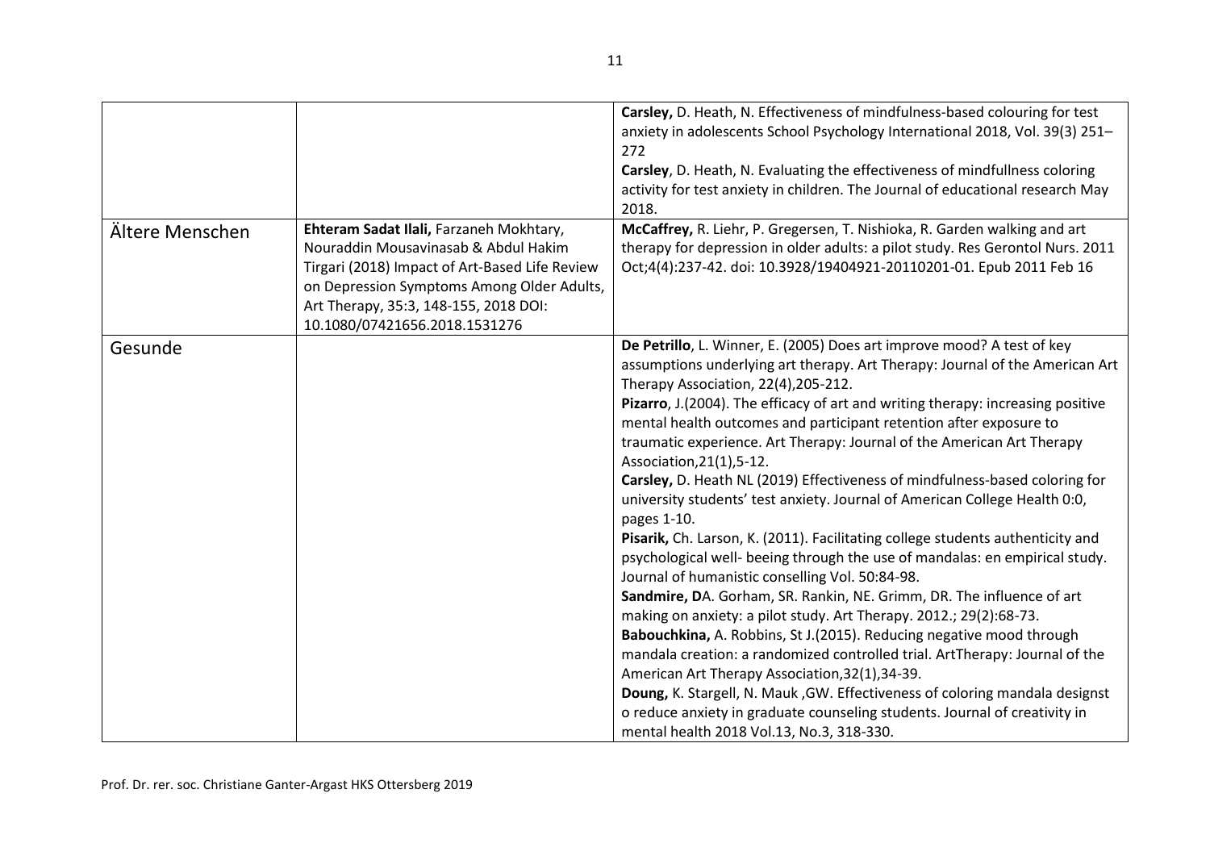| | | |
|---|---|---|
| | | **Carsley,** D. Heath, N. Effectiveness of mindfulness-based colouring for test anxiety in adolescents School Psychology International 2018, Vol. 39(3) 251–272<br>**Carsley**, D. Heath, N. Evaluating the effectiveness of mindfullness coloring activity for test anxiety in children. The Journal of educational research May 2018. |
| Ältere Menschen | **Ehteram Sadat Ilali,** Farzaneh Mokhtary, Nouraddin Mousavinasab & Abdul Hakim Tirgari (2018) Impact of Art-Based Life Review on Depression Symptoms Among Older Adults, Art Therapy, 35:3, 148-155, 2018 DOI: 10.1080/07421656.2018.1531276 | **McCaffrey,** R. Liehr, P. Gregersen, T. Nishioka, R. Garden walking and art therapy for depression in older adults: a pilot study. Res Gerontol Nurs. 2011 Oct;4(4):237-42. doi: 10.3928/19404921-20110201-01. Epub 2011 Feb 16 |
| Gesunde | | **De Petrillo**, L. Winner, E. (2005) Does art improve mood? A test of key assumptions underlying art therapy. Art Therapy: Journal of the American Art Therapy Association, 22(4),205-212.<br>**Pizarro**, J.(2004). The efficacy of art and writing therapy: increasing positive mental health outcomes and participant retention after exposure to traumatic experience. Art Therapy: Journal of the American Art Therapy Association,21(1),5-12.<br>**Carsley,** D. Heath NL (2019) Effectiveness of mindfulness-based coloring for university students' test anxiety. Journal of American College Health 0:0, pages 1-10.<br>**Pisarik,** Ch. Larson, K. (2011). Facilitating college students authenticity and psychological well- beeing through the use of mandalas: en empirical study. Journal of humanistic conselling Vol. 50:84-98.<br>**Sandmire, D**A. Gorham, SR. Rankin, NE. Grimm, DR. The influence of art making on anxiety: a pilot study. Art Therapy. 2012.; 29(2):68-73.<br>**Babouchkina,** A. Robbins, St J.(2015). Reducing negative mood through mandala creation: a randomized controlled trial. ArtTherapy: Journal of the American Art Therapy Association,32(1),34-39.<br>**Doung,** K. Stargell, N. Mauk ,GW. Effectiveness of coloring mandala designst o reduce anxiety in graduate counseling students. Journal of creativity in mental health 2018 Vol.13, No.3, 318-330. |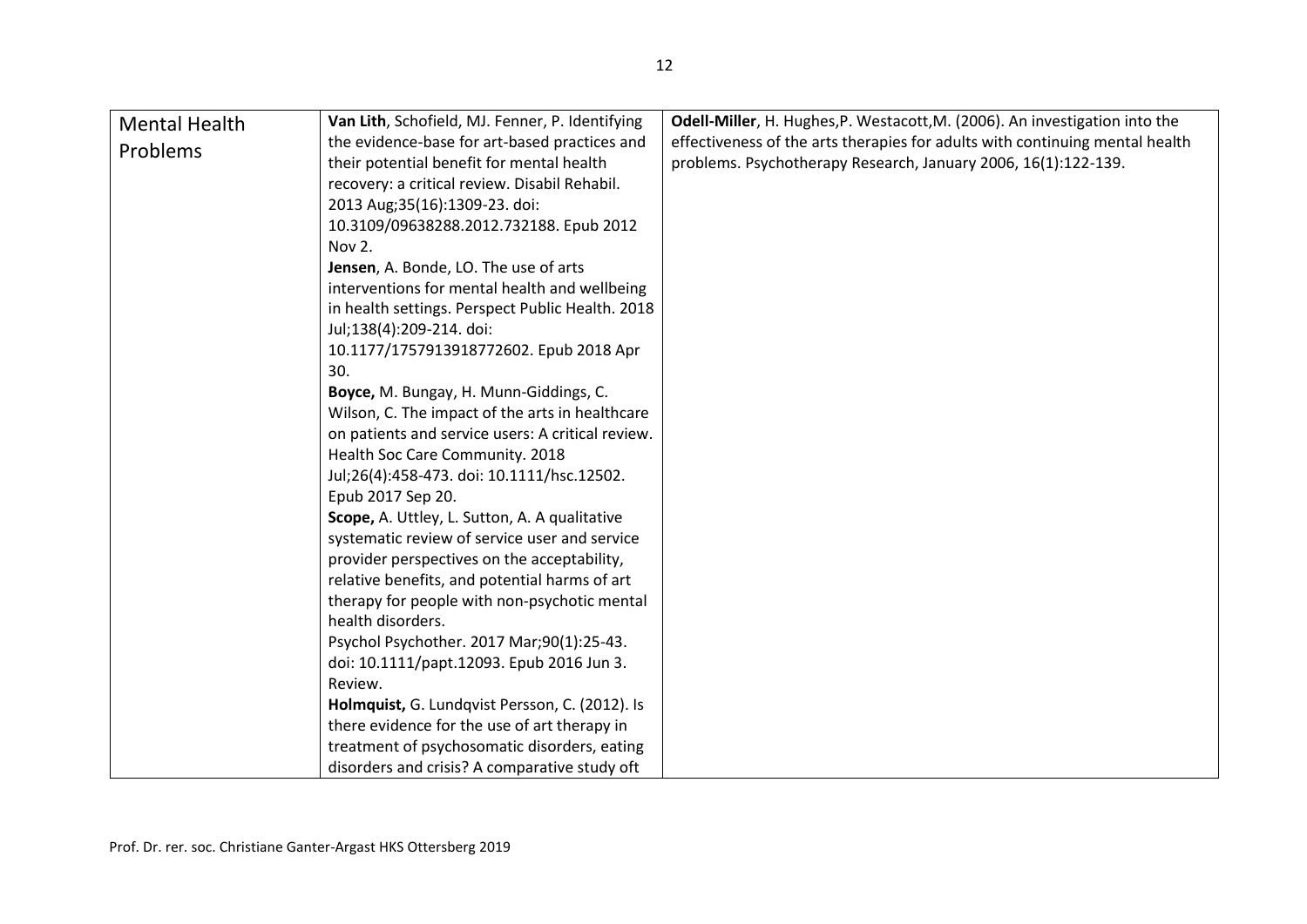| Mental Health Problems | **Van Lith**, Schofield, MJ. Fenner, P. Identifying the evidence-base for art-based practices and their potential benefit for mental health recovery: a critical review. Disabil Rehabil. 2013 Aug;35(16):1309-23. doi: 10.3109/09638288.2012.732188. Epub 2012 Nov 2.<br>**Jensen**, A. Bonde, LO. The use of arts interventions for mental health and wellbeing in health settings. Perspect Public Health. 2018 Jul;138(4):209-214. doi: 10.1177/1757913918772602. Epub 2018 Apr 30.<br>**Boyce,** M. Bungay, H. Munn-Giddings, C. Wilson, C. The impact of the arts in healthcare on patients and service users: A critical review. Health Soc Care Community. 2018 Jul;26(4):458-473. doi: 10.1111/hsc.12502. Epub 2017 Sep 20.<br>**Scope,** A. Uttley, L. Sutton, A. A qualitative systematic review of service user and service provider perspectives on the acceptability, relative benefits, and potential harms of art therapy for people with non-psychotic mental health disorders.<br>Psychol Psychother. 2017 Mar;90(1):25-43. doi: 10.1111/papt.12093. Epub 2016 Jun 3. Review.<br>**Holmquist,** G. Lundqvist Persson, C. (2012). Is there evidence for the use of art therapy in treatment of psychosomatic disorders, eating disorders and crisis? A comparative study oft | **Odell-Miller**, H. Hughes,P. Westacott,M. (2006). An investigation into the effectiveness of the arts therapies for adults with continuing mental health problems. Psychotherapy Research, January 2006, 16(1):122-139. |
|---|---|---|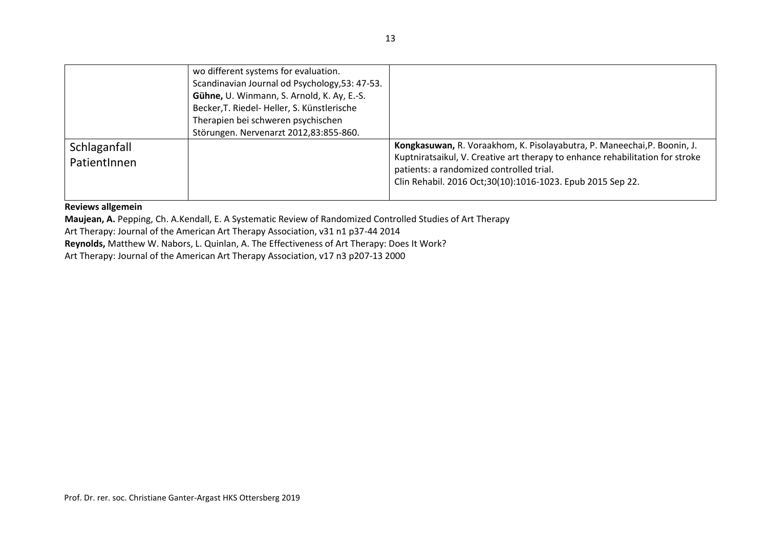| | | |
|---|---|---|
| | wo different systems for evaluation. Scandinavian Journal od Psychology,53: 47-53. **Gühne,** U. Winmann, S. Arnold, K. Ay, E.-S. Becker,T. Riedel- Heller, S. Künstlerische Therapien bei schweren psychischen Störungen. Nervenarzt 2012,83:855-860. | |
| Schlaganfall PatientInnen | | **Kongkasuwan,** R. Voraakhom, K. Pisolayabutra, P. Maneechai,P. Boonin, J. Kuptniratsaikul, V. Creative art therapy to enhance rehabilitation for stroke patients: a randomized controlled trial. Clin Rehabil. 2016 Oct;30(10):1016-1023. Epub 2015 Sep 22. |

**Reviews allgemein**

**Maujean, A.** Pepping, Ch. A.Kendall, E. A Systematic Review of Randomized Controlled Studies of Art Therapy
Art Therapy: Journal of the American Art Therapy Association, v31 n1 p37-44 2014

**Reynolds,** Matthew W. Nabors, L. Quinlan, A. The Effectiveness of Art Therapy: Does It Work?
Art Therapy: Journal of the American Art Therapy Association, v17 n3 p207-13 2000

Prof. Dr. rer. soc. Christiane Ganter-Argast HKS Ottersberg 2019